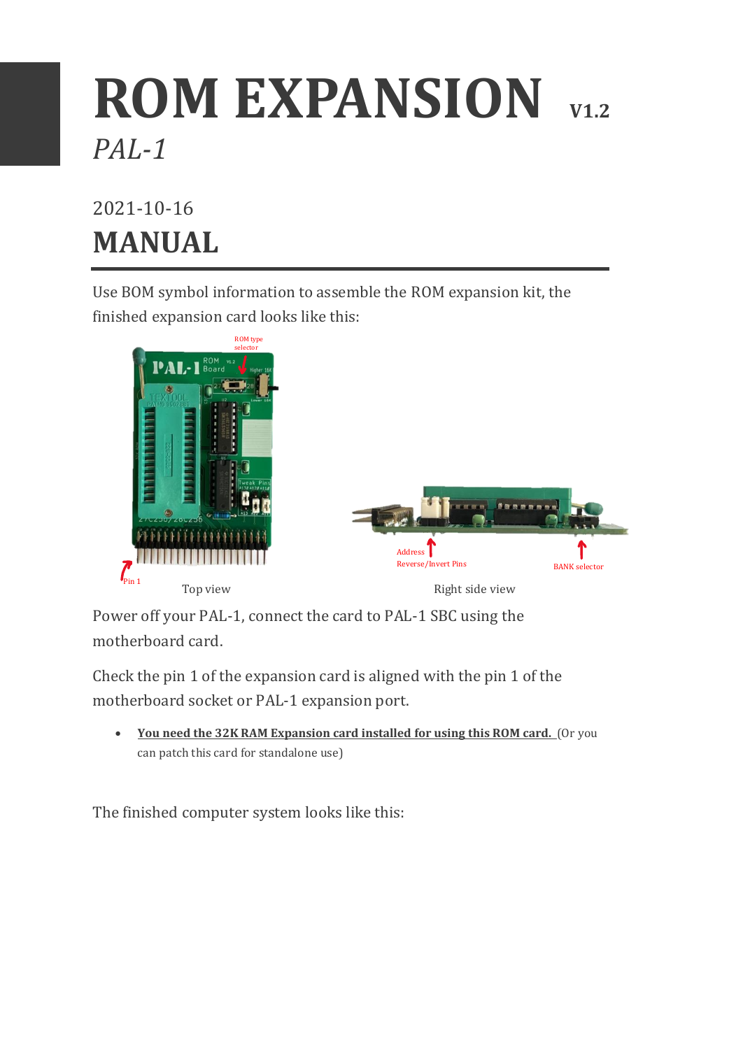# ROM EXPANSION V1.2

*PAL-1*

2021-10-16

## MANUAL

Use BOM symbol information to assemble the ROM expansion kit, the finished expansion card looks like this:

ROM type selector

Pin 1

Top view

Address Reverse/Invert Pins

BANK selector

Right side view

Power off your PAL-1, connect the card to PAL-1 SBC using the motherboard card.

Check the pin 1 of the expansion card is aligned with the pin 1 of the motherboard socket or PAL-1 expansion port.

- **You need the 32K RAM Expansion card installed for using this ROM card.** (Or you can patch this card for standalone use)

The finished computer system looks like this: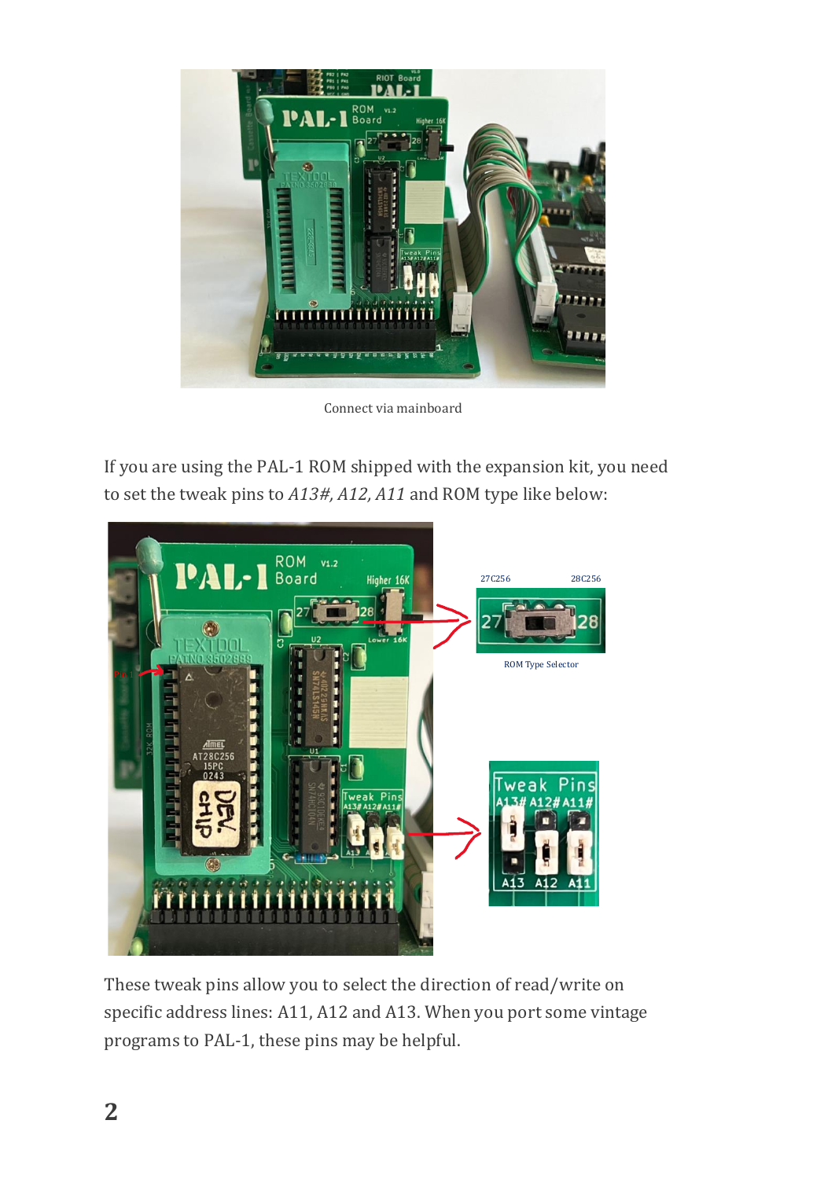Connect via mainboard

If you are using the PAL-1 ROM shipped with the expansion kit, you need to set the tweak pins to *A13#, A12, A11* and ROM type like below:

27C256 28C256

ROM Type Selector

These tweak pins allow you to select the direction of read/write on specific address lines: A11, A12 and A13. When you port some vintage programs to PAL-1, these pins may be helpful.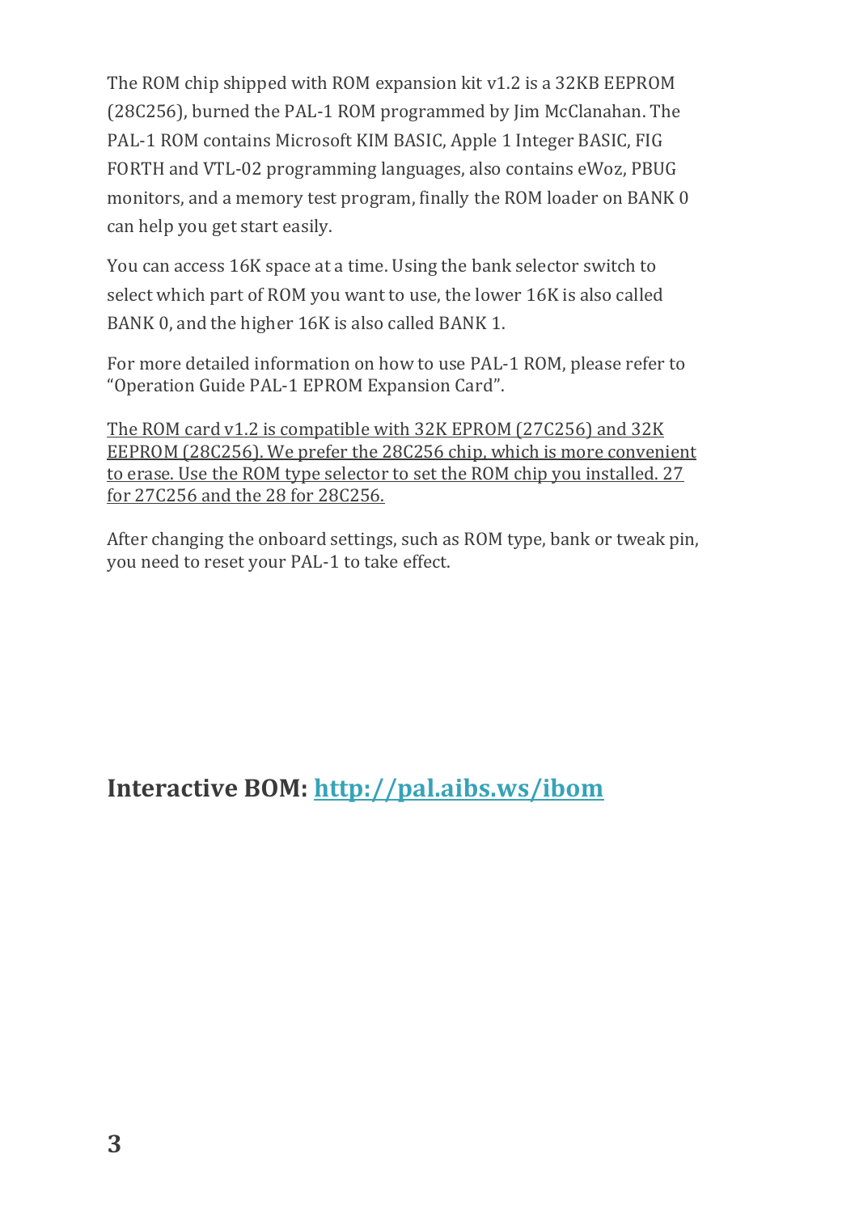The ROM chip shipped with ROM expansion kit v1.2 is a 32KB EEPROM (28C256), burned the PAL-1 ROM programmed by Jim McClanahan. The PAL-1 ROM contains Microsoft KIM BASIC, Apple 1 Integer BASIC, FIG FORTH and VTL-02 programming languages, also contains eWoz, PBUG monitors, and a memory test program, finally the ROM loader on BANK 0 can help you get start easily.

You can access 16K space at a time. Using the bank selector switch to select which part of ROM you want to use, the lower 16K is also called BANK 0, and the higher 16K is also called BANK 1.

For more detailed information on how to use PAL-1 ROM, please refer to "Operation Guide PAL-1 EPROM Expansion Card".

<u>The ROM card v1.2 is compatible with 32K EPROM (27C256) and 32K EEPROM (28C256). We prefer the 28C256 chip, which is more convenient to erase. Use the ROM type selector to set the ROM chip you installed. 27 for 27C256 and the 28 for 28C256.</u>

After changing the onboard settings, such as ROM type, bank or tweak pin, you need to reset your PAL-1 to take effect.

## Interactive BOM: [http://pal.aibs.ws/ibom](http://pal.aibs.ws/ibom)